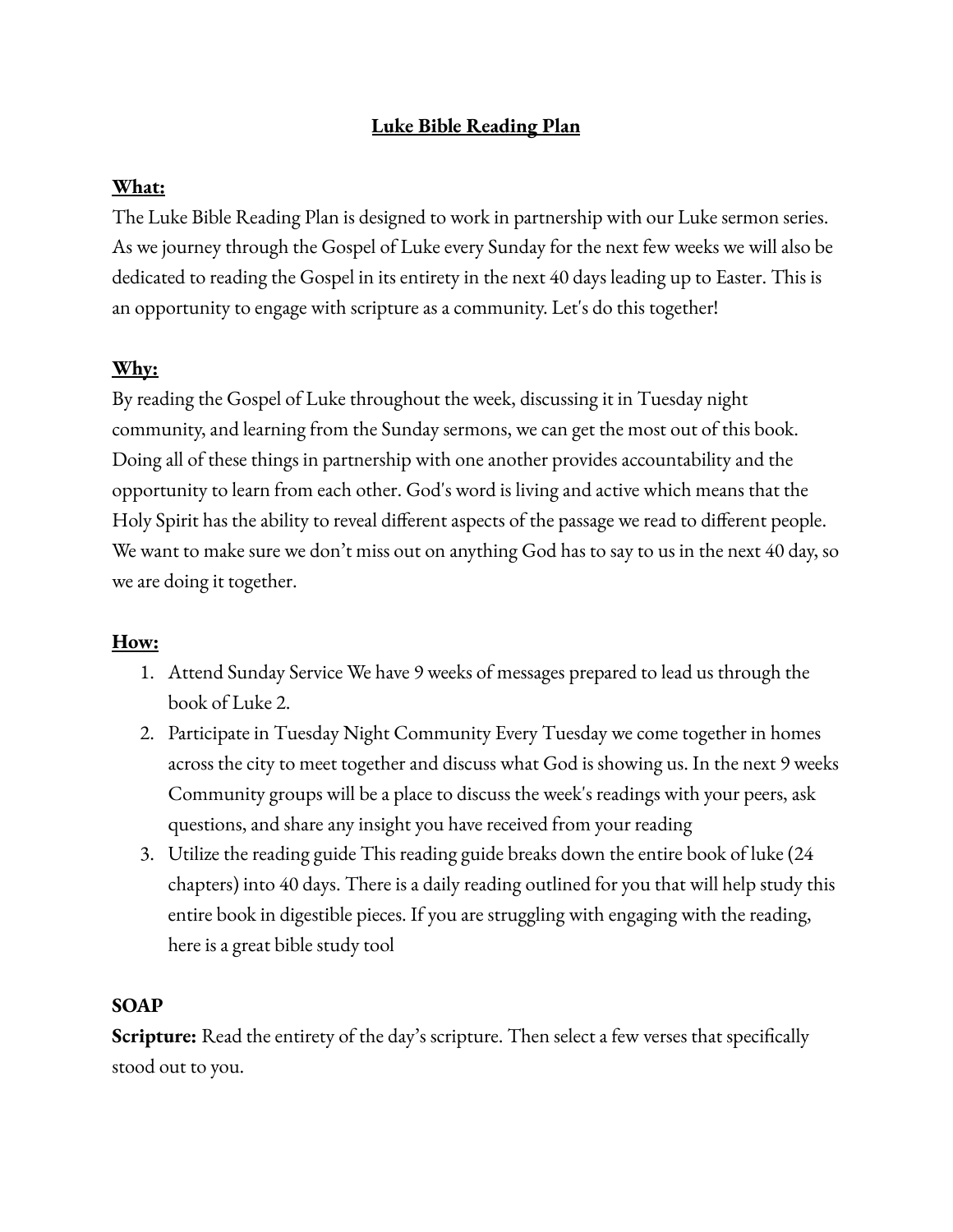# Luke Bible Reading Plan

**What:**

The Luke Bible Reading Plan is designed to work in partnership with our Luke sermon series. As we journey through the Gospel of Luke every Sunday for the next few weeks we will also be dedicated to reading the Gospel in its entirety in the next 40 days leading up to Easter. This is an opportunity to engage with scripture as a community. Let's do this together!

**Why:**

By reading the Gospel of Luke throughout the week, discussing it in Tuesday night community, and learning from the Sunday sermons, we can get the most out of this book. Doing all of these things in partnership with one another provides accountability and the opportunity to learn from each other. God's word is living and active which means that the Holy Spirit has the ability to reveal different aspects of the passage we read to different people. We want to make sure we don't miss out on anything God has to say to us in the next 40 day, so we are doing it together.

**How:**

1. Attend Sunday Service We have 9 weeks of messages prepared to lead us through the book of Luke 2.
2. Participate in Tuesday Night Community Every Tuesday we come together in homes across the city to meet together and discuss what God is showing us. In the next 9 weeks Community groups will be a place to discuss the week's readings with your peers, ask questions, and share any insight you have received from your reading
3. Utilize the reading guide This reading guide breaks down the entire book of luke (24 chapters) into 40 days. There is a daily reading outlined for you that will help study this entire book in digestible pieces. If you are struggling with engaging with the reading, here is a great bible study tool

**SOAP**

**Scripture:** Read the entirety of the day's scripture. Then select a few verses that specifically stood out to you.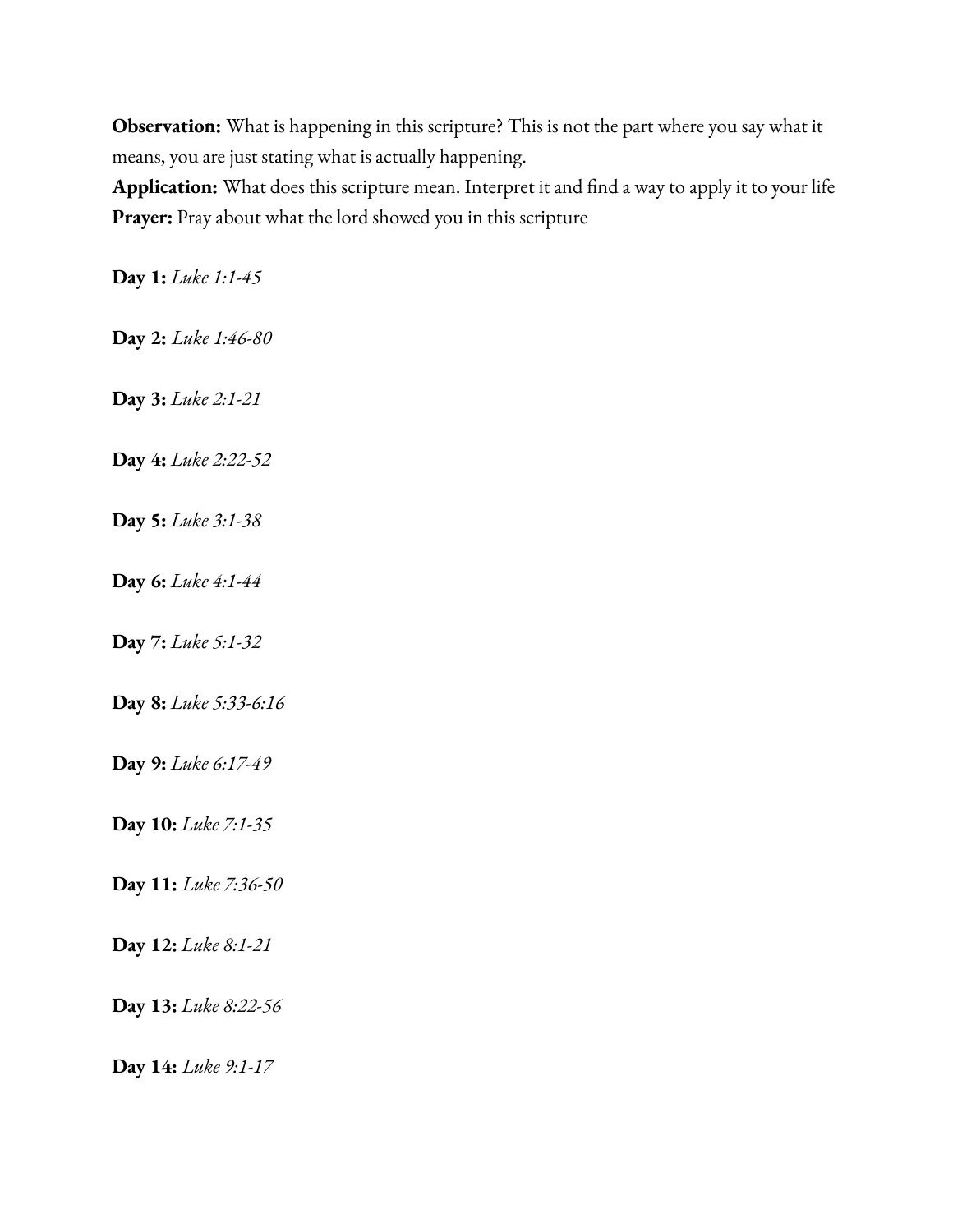**Observation:** What is happening in this scripture? This is not the part where you say what it means, you are just stating what is actually happening.
**Application:** What does this scripture mean. Interpret it and find a way to apply it to your life
**Prayer:** Pray about what the lord showed you in this scripture

**Day 1:** *Luke 1:1-45*

**Day 2:** *Luke 1:46-80*

**Day 3:** *Luke 2:1-21*

**Day 4:** *Luke 2:22-52*

**Day 5:** *Luke 3:1-38*

**Day 6:** *Luke 4:1-44*

**Day 7:** *Luke 5:1-32*

**Day 8:** *Luke 5:33-6:16*

**Day 9:** *Luke 6:17-49*

**Day 10:** *Luke 7:1-35*

**Day 11:** *Luke 7:36-50*

**Day 12:** *Luke 8:1-21*

**Day 13:** *Luke 8:22-56*

**Day 14:** *Luke 9:1-17*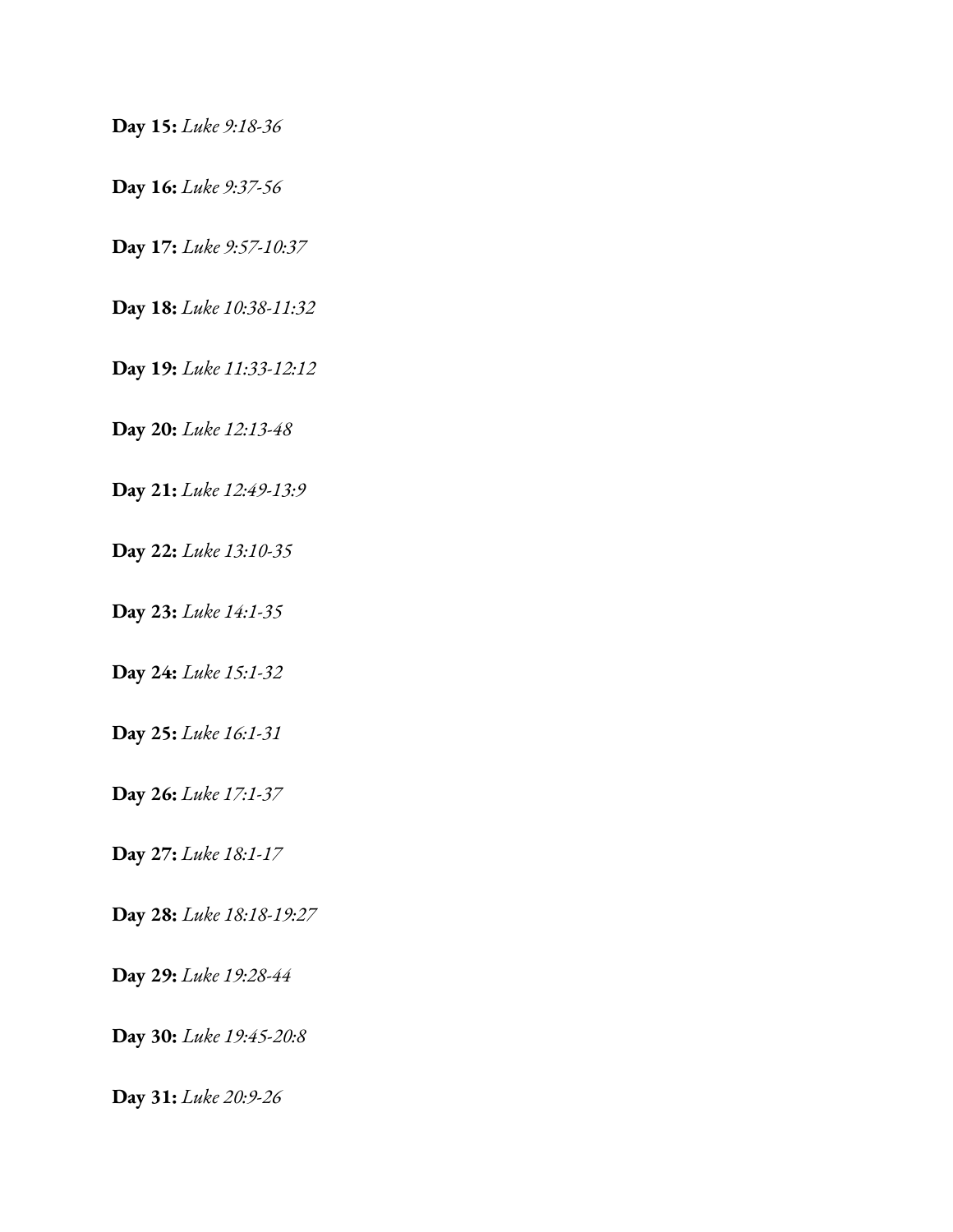**Day 15:** *Luke 9:18-36*

**Day 16:** *Luke 9:37-56*

**Day 17:** *Luke 9:57-10:37*

**Day 18:** *Luke 10:38-11:32*

**Day 19:** *Luke 11:33-12:12*

**Day 20:** *Luke 12:13-48*

**Day 21:** *Luke 12:49-13:9*

**Day 22:** *Luke 13:10-35*

**Day 23:** *Luke 14:1-35*

**Day 24:** *Luke 15:1-32*

**Day 25:** *Luke 16:1-31*

**Day 26:** *Luke 17:1-37*

**Day 27:** *Luke 18:1-17*

**Day 28:** *Luke 18:18-19:27*

**Day 29:** *Luke 19:28-44*

**Day 30:** *Luke 19:45-20:8*

**Day 31:** *Luke 20:9-26*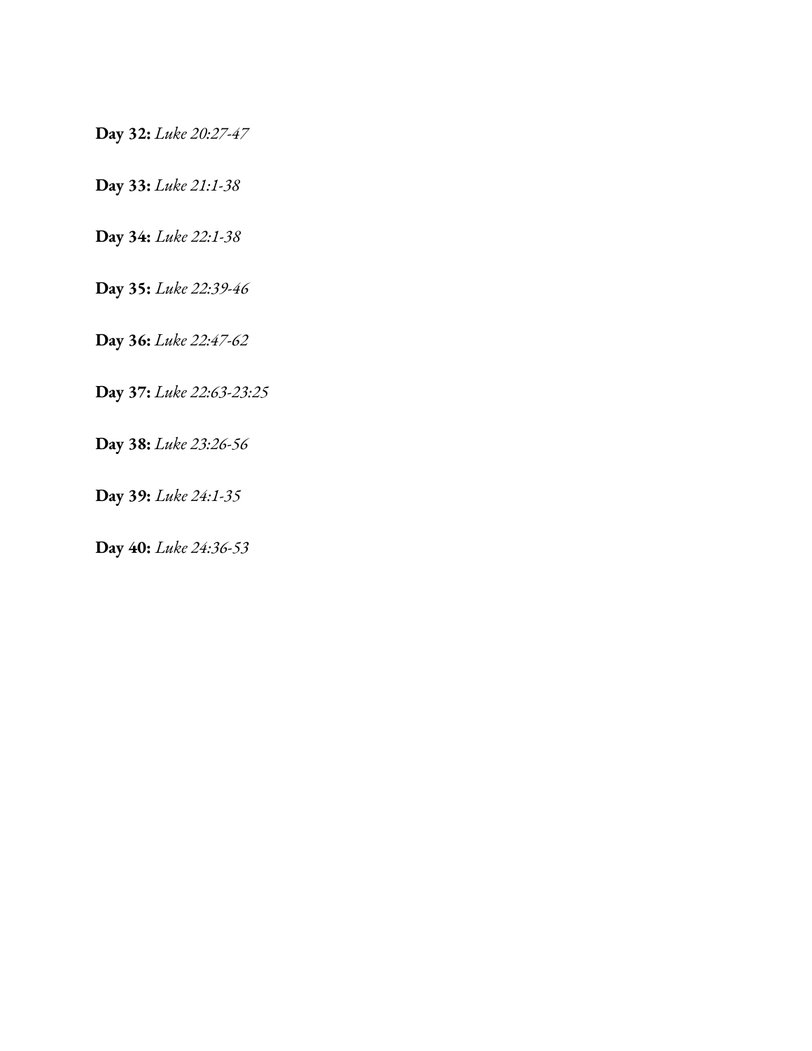**Day 32:** *Luke 20:27-47*

**Day 33:** *Luke 21:1-38*

**Day 34:** *Luke 22:1-38*

**Day 35:** *Luke 22:39-46*

**Day 36:** *Luke 22:47-62*

**Day 37:** *Luke 22:63-23:25*

**Day 38:** *Luke 23:26-56*

**Day 39:** *Luke 24:1-35*

**Day 40:** *Luke 24:36-53*